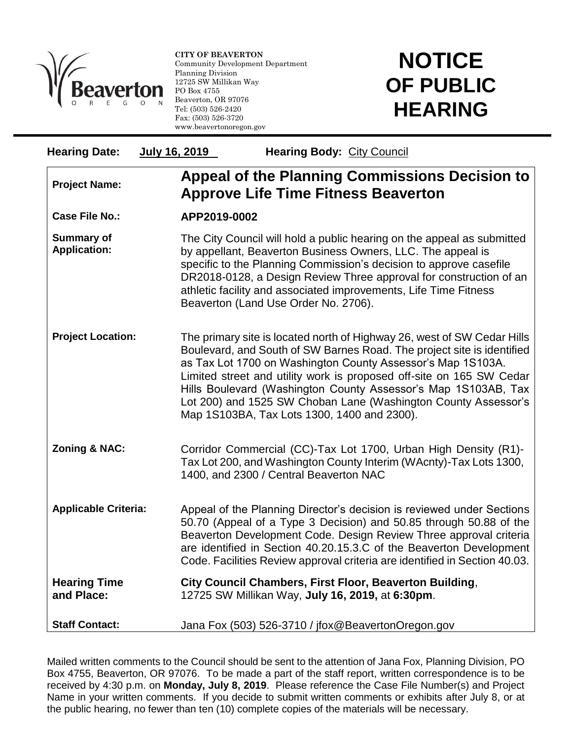CITY OF BEAVERTON
Community Development Department
Planning Division
12725 SW Millikan Way
PO Box 4755
Beaverton, OR 97076
Tel: (503) 526-2420
Fax: (503) 526-3720
www.beavertonoregon.gov

# NOTICE OF PUBLIC HEARING

**Hearing Date:** July 16, 2019 **Hearing Body:** City Council

| | |
|---|---|
| **Project Name:** | **Appeal of the Planning Commissions Decision to Approve Life Time Fitness Beaverton** |
| **Case File No.:** | **APP2019-0002** |
| **Summary of Application:** | The City Council will hold a public hearing on the appeal as submitted by appellant, Beaverton Business Owners, LLC. The appeal is specific to the Planning Commission's decision to approve casefile DR2018-0128, a Design Review Three approval for construction of an athletic facility and associated improvements, Life Time Fitness Beaverton (Land Use Order No. 2706). |
| **Project Location:** | The primary site is located north of Highway 26, west of SW Cedar Hills Boulevard, and South of SW Barnes Road. The project site is identified as Tax Lot 1700 on Washington County Assessor's Map 1S103A. Limited street and utility work is proposed off-site on 165 SW Cedar Hills Boulevard (Washington County Assessor's Map 1S103AB, Tax Lot 200) and 1525 SW Choban Lane (Washington County Assessor's Map 1S103BA, Tax Lots 1300, 1400 and 2300). |
| **Zoning & NAC:** | Corridor Commercial (CC)-Tax Lot 1700, Urban High Density (R1)-Tax Lot 200, and Washington County Interim (WAcnty)-Tax Lots 1300, 1400, and 2300 / Central Beaverton NAC |
| **Applicable Criteria:** | Appeal of the Planning Director's decision is reviewed under Sections 50.70 (Appeal of a Type 3 Decision) and 50.85 through 50.88 of the Beaverton Development Code. Design Review Three approval criteria are identified in Section 40.20.15.3.C of the Beaverton Development Code. Facilities Review approval criteria are identified in Section 40.03. |
| **Hearing Time and Place:** | **City Council Chambers, First Floor, Beaverton Building**, 12725 SW Millikan Way, **July 16, 2019,** at **6:30pm**. |
| **Staff Contact:** | Jana Fox (503) 526-3710 / jfox@BeavertonOregon.gov |

Mailed written comments to the Council should be sent to the attention of Jana Fox, Planning Division, PO Box 4755, Beaverton, OR 97076. To be made a part of the staff report, written correspondence is to be received by 4:30 p.m. on **Monday, July 8, 2019**. Please reference the Case File Number(s) and Project Name in your written comments. If you decide to submit written comments or exhibits after July 8, or at the public hearing, no fewer than ten (10) complete copies of the materials will be necessary.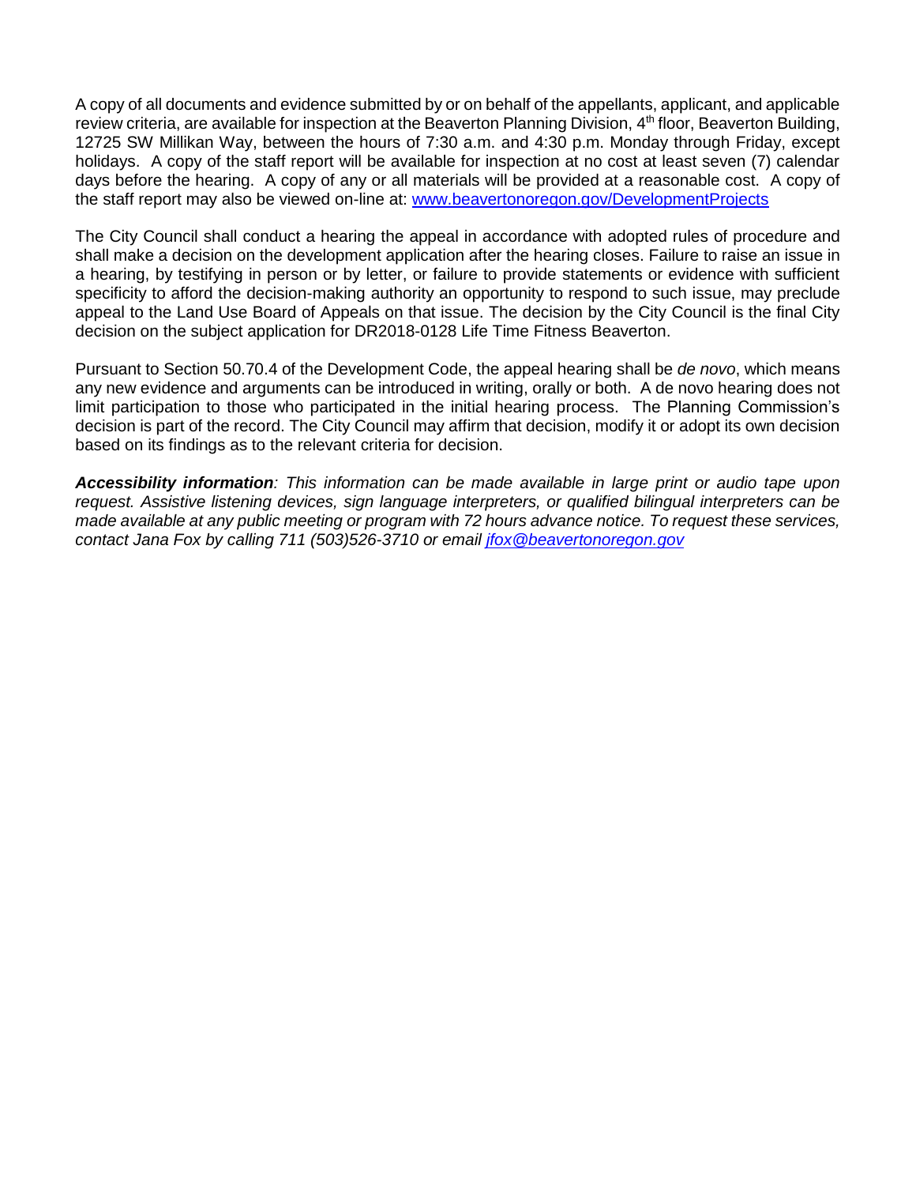A copy of all documents and evidence submitted by or on behalf of the appellants, applicant, and applicable review criteria, are available for inspection at the Beaverton Planning Division, 4th floor, Beaverton Building, 12725 SW Millikan Way, between the hours of 7:30 a.m. and 4:30 p.m. Monday through Friday, except holidays. A copy of the staff report will be available for inspection at no cost at least seven (7) calendar days before the hearing. A copy of any or all materials will be provided at a reasonable cost. A copy of the staff report may also be viewed on-line at: [www.beavertonoregon.gov/DevelopmentProjects](http://www.beavertonoregon.gov/DevelopmentProjects)

The City Council shall conduct a hearing the appeal in accordance with adopted rules of procedure and shall make a decision on the development application after the hearing closes. Failure to raise an issue in a hearing, by testifying in person or by letter, or failure to provide statements or evidence with sufficient specificity to afford the decision-making authority an opportunity to respond to such issue, may preclude appeal to the Land Use Board of Appeals on that issue. The decision by the City Council is the final City decision on the subject application for DR2018-0128 Life Time Fitness Beaverton.

Pursuant to Section 50.70.4 of the Development Code, the appeal hearing shall be *de novo*, which means any new evidence and arguments can be introduced in writing, orally or both. A de novo hearing does not limit participation to those who participated in the initial hearing process. The Planning Commission's decision is part of the record. The City Council may affirm that decision, modify it or adopt its own decision based on its findings as to the relevant criteria for decision.

***Accessibility information****: This information can be made available in large print or audio tape upon request. Assistive listening devices, sign language interpreters, or qualified bilingual interpreters can be made available at any public meeting or program with 72 hours advance notice. To request these services, contact Jana Fox by calling 711 (503)526-3710 or email [jfox@beavertonoregon.gov](mailto:jfox@beavertonoregon.gov)*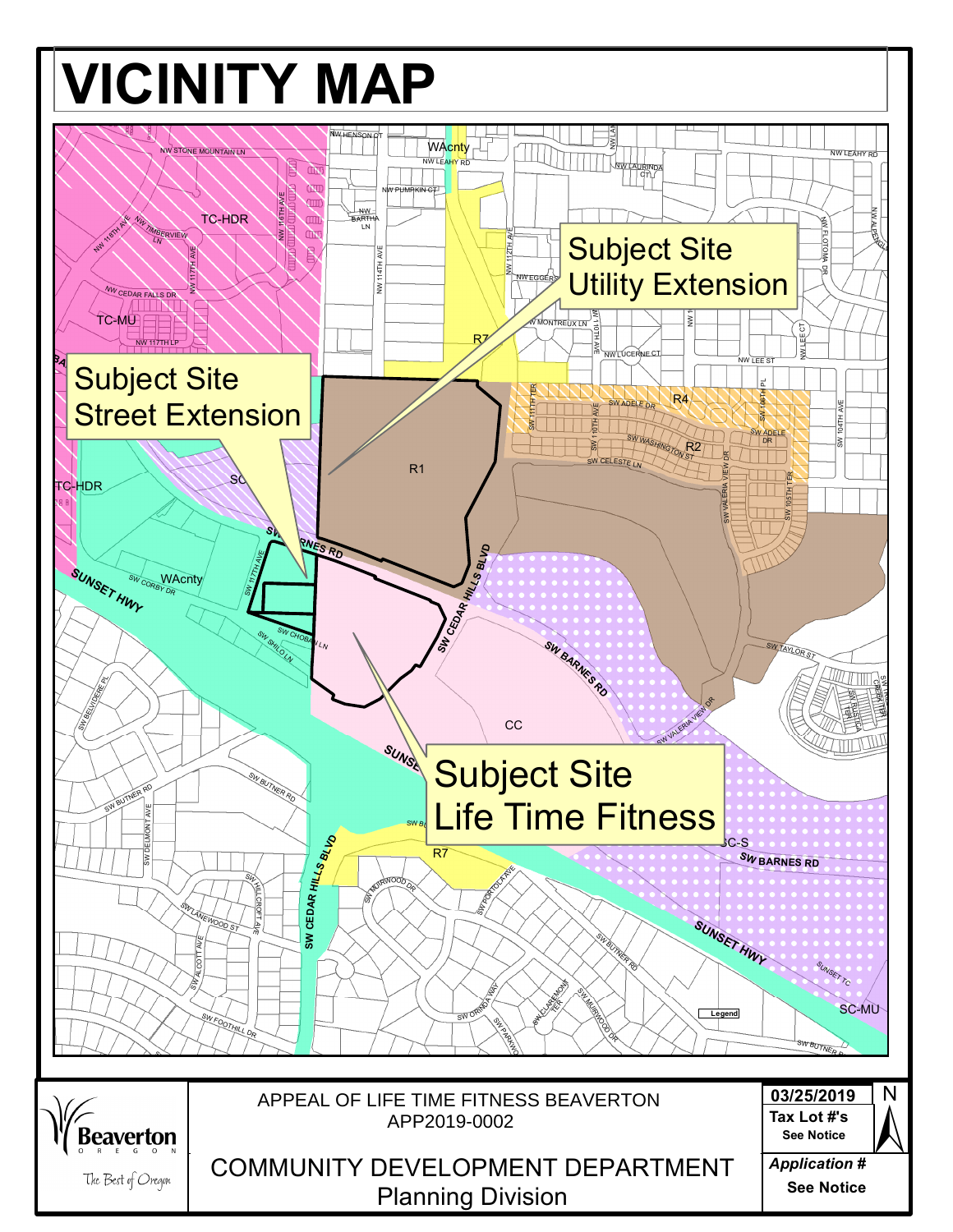# VICINITY MAP

Subject Site Utility Extension

Subject Site Street Extension

Subject Site Life Time Fitness

APPEAL OF LIFE TIME FITNESS BEAVERTON
APP2019-0002

COMMUNITY DEVELOPMENT DEPARTMENT
Planning Division

Beaverton OREGON
The Best of Oregon

03/25/2019

**Tax Lot #'s**
**See Notice**

***Application #***
**See Notice**

N